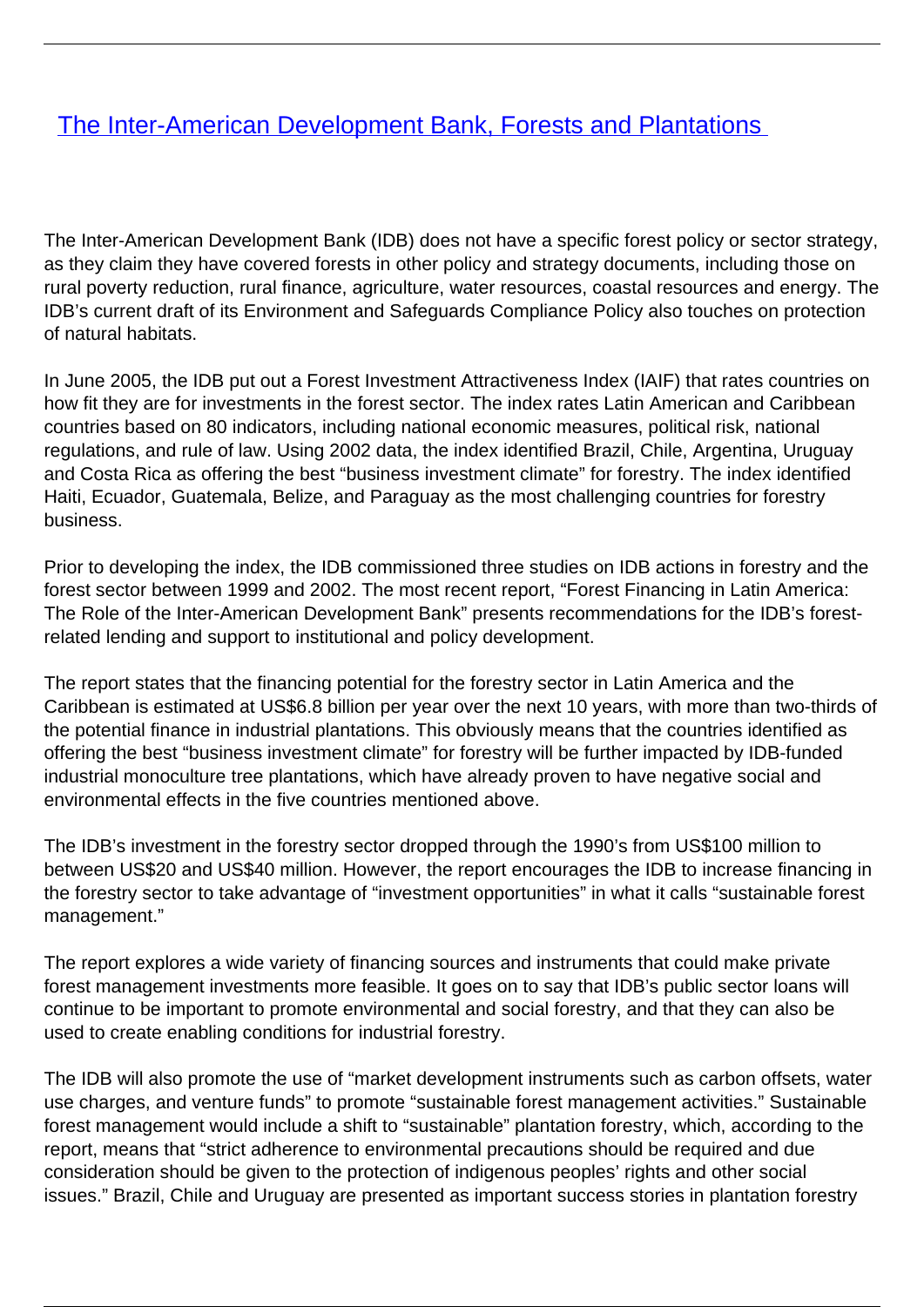# The Inter-American Development Bank, Forests and Plantations

The Inter-American Development Bank (IDB) does not have a specific forest policy or sector strategy, as they claim they have covered forests in other policy and strategy documents, including those on rural poverty reduction, rural finance, agriculture, water resources, coastal resources and energy. The IDB's current draft of its Environment and Safeguards Compliance Policy also touches on protection of natural habitats.

In June 2005, the IDB put out a Forest Investment Attractiveness Index (IAIF) that rates countries on how fit they are for investments in the forest sector. The index rates Latin American and Caribbean countries based on 80 indicators, including national economic measures, political risk, national regulations, and rule of law. Using 2002 data, the index identified Brazil, Chile, Argentina, Uruguay and Costa Rica as offering the best "business investment climate" for forestry. The index identified Haiti, Ecuador, Guatemala, Belize, and Paraguay as the most challenging countries for forestry business.

Prior to developing the index, the IDB commissioned three studies on IDB actions in forestry and the forest sector between 1999 and 2002. The most recent report, "Forest Financing in Latin America: The Role of the Inter-American Development Bank" presents recommendations for the IDB's forest-related lending and support to institutional and policy development.

The report states that the financing potential for the forestry sector in Latin America and the Caribbean is estimated at US$6.8 billion per year over the next 10 years, with more than two-thirds of the potential finance in industrial plantations. This obviously means that the countries identified as offering the best "business investment climate" for forestry will be further impacted by IDB-funded industrial monoculture tree plantations, which have already proven to have negative social and environmental effects in the five countries mentioned above.

The IDB's investment in the forestry sector dropped through the 1990's from US$100 million to between US$20 and US$40 million. However, the report encourages the IDB to increase financing in the forestry sector to take advantage of "investment opportunities" in what it calls "sustainable forest management."

The report explores a wide variety of financing sources and instruments that could make private forest management investments more feasible. It goes on to say that IDB's public sector loans will continue to be important to promote environmental and social forestry, and that they can also be used to create enabling conditions for industrial forestry.

The IDB will also promote the use of "market development instruments such as carbon offsets, water use charges, and venture funds" to promote "sustainable forest management activities." Sustainable forest management would include a shift to "sustainable" plantation forestry, which, according to the report, means that "strict adherence to environmental precautions should be required and due consideration should be given to the protection of indigenous peoples' rights and other social issues." Brazil, Chile and Uruguay are presented as important success stories in plantation forestry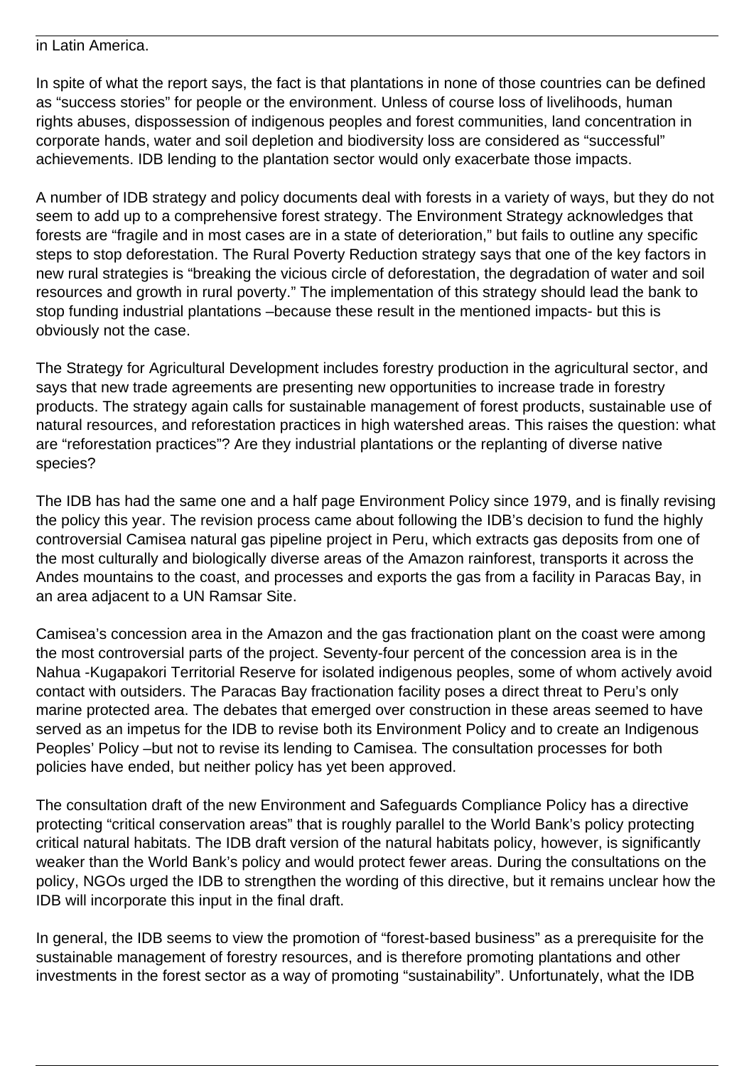in Latin America.

In spite of what the report says, the fact is that plantations in none of those countries can be defined as "success stories" for people or the environment. Unless of course loss of livelihoods, human rights abuses, dispossession of indigenous peoples and forest communities, land concentration in corporate hands, water and soil depletion and biodiversity loss are considered as "successful" achievements. IDB lending to the plantation sector would only exacerbate those impacts.

A number of IDB strategy and policy documents deal with forests in a variety of ways, but they do not seem to add up to a comprehensive forest strategy. The Environment Strategy acknowledges that forests are "fragile and in most cases are in a state of deterioration," but fails to outline any specific steps to stop deforestation. The Rural Poverty Reduction strategy says that one of the key factors in new rural strategies is "breaking the vicious circle of deforestation, the degradation of water and soil resources and growth in rural poverty." The implementation of this strategy should lead the bank to stop funding industrial plantations –because these result in the mentioned impacts- but this is obviously not the case.

The Strategy for Agricultural Development includes forestry production in the agricultural sector, and says that new trade agreements are presenting new opportunities to increase trade in forestry products. The strategy again calls for sustainable management of forest products, sustainable use of natural resources, and reforestation practices in high watershed areas. This raises the question: what are "reforestation practices"? Are they industrial plantations or the replanting of diverse native species?

The IDB has had the same one and a half page Environment Policy since 1979, and is finally revising the policy this year. The revision process came about following the IDB's decision to fund the highly controversial Camisea natural gas pipeline project in Peru, which extracts gas deposits from one of the most culturally and biologically diverse areas of the Amazon rainforest, transports it across the Andes mountains to the coast, and processes and exports the gas from a facility in Paracas Bay, in an area adjacent to a UN Ramsar Site.

Camisea's concession area in the Amazon and the gas fractionation plant on the coast were among the most controversial parts of the project. Seventy-four percent of the concession area is in the Nahua -Kugapakori Territorial Reserve for isolated indigenous peoples, some of whom actively avoid contact with outsiders. The Paracas Bay fractionation facility poses a direct threat to Peru's only marine protected area. The debates that emerged over construction in these areas seemed to have served as an impetus for the IDB to revise both its Environment Policy and to create an Indigenous Peoples' Policy –but not to revise its lending to Camisea. The consultation processes for both policies have ended, but neither policy has yet been approved.

The consultation draft of the new Environment and Safeguards Compliance Policy has a directive protecting "critical conservation areas" that is roughly parallel to the World Bank's policy protecting critical natural habitats. The IDB draft version of the natural habitats policy, however, is significantly weaker than the World Bank's policy and would protect fewer areas. During the consultations on the policy, NGOs urged the IDB to strengthen the wording of this directive, but it remains unclear how the IDB will incorporate this input in the final draft.

In general, the IDB seems to view the promotion of "forest-based business" as a prerequisite for the sustainable management of forestry resources, and is therefore promoting plantations and other investments in the forest sector as a way of promoting "sustainability". Unfortunately, what the IDB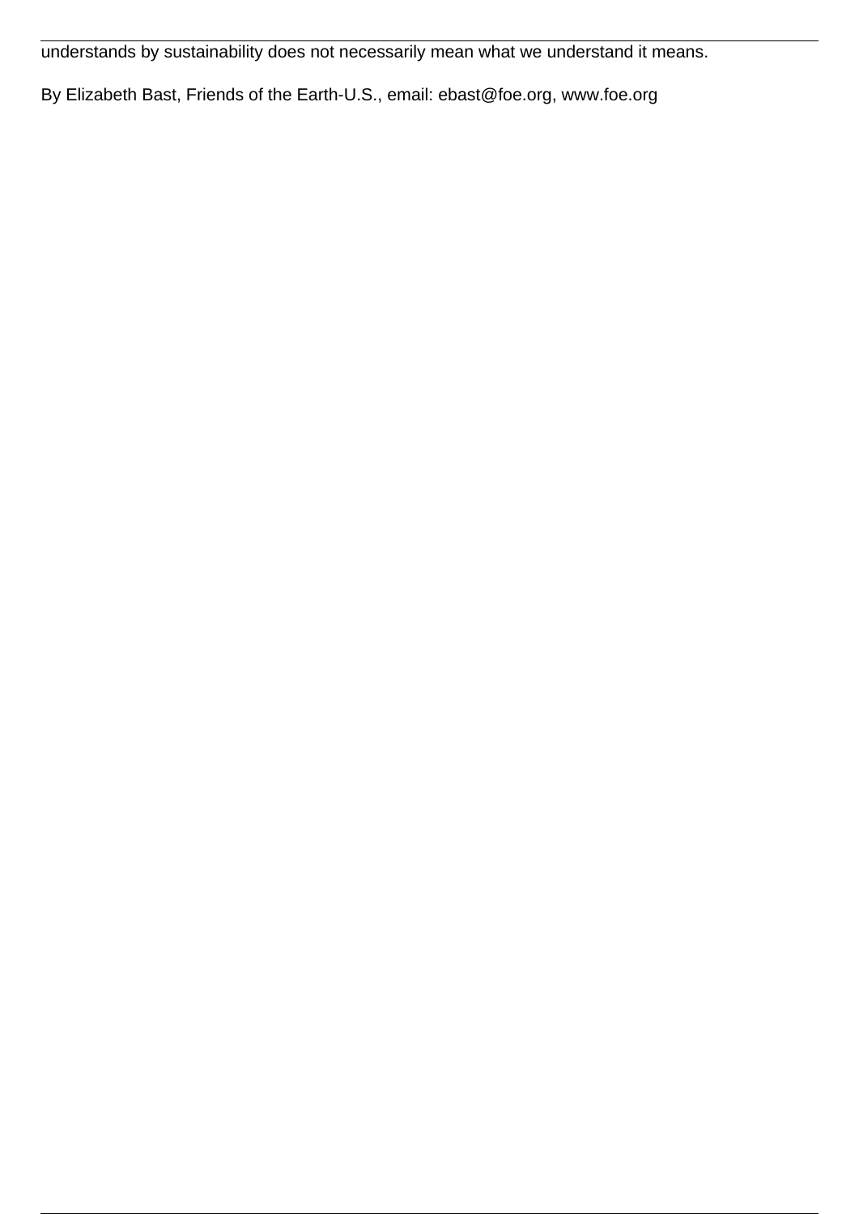understands by sustainability does not necessarily mean what we understand it means.

By Elizabeth Bast, Friends of the Earth-U.S., email: ebast@foe.org, www.foe.org